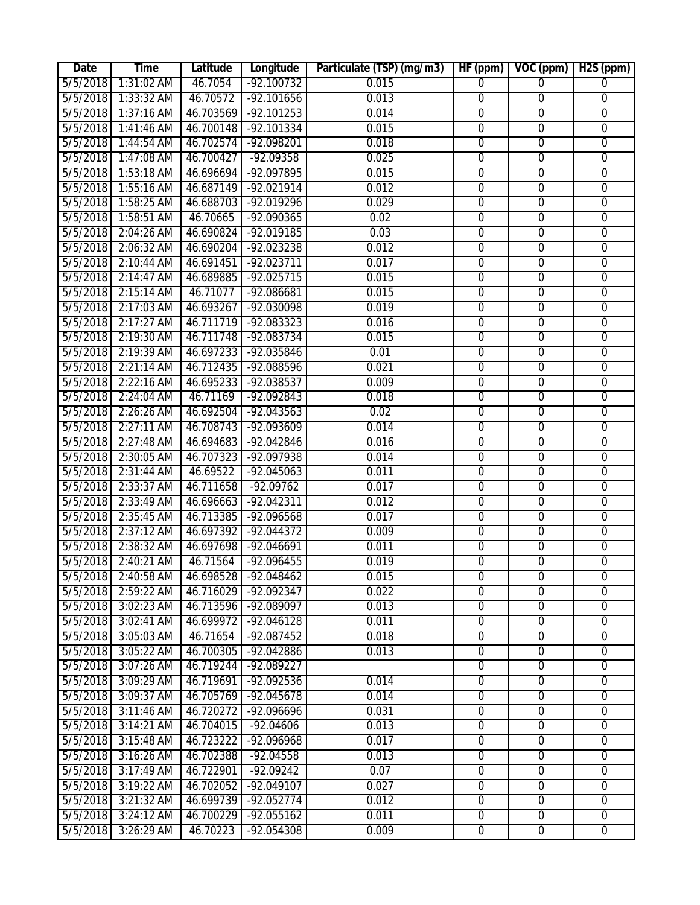| Date | Time | Latitude | Longitude | Particulate (TSP) (mg/m3) | HF (ppm) | VOC (ppm) | H2S (ppm) |
|---|---|---|---|---|---|---|---|
| 5/5/2018 | 1:31:02 AM | 46.7054 | -92.100732 | 0.015 | 0 | 0 | 0 |
| 5/5/2018 | 1:33:32 AM | 46.70572 | -92.101656 | 0.013 | 0 | 0 | 0 |
| 5/5/2018 | 1:37:16 AM | 46.703569 | -92.101253 | 0.014 | 0 | 0 | 0 |
| 5/5/2018 | 1:41:46 AM | 46.700148 | -92.101334 | 0.015 | 0 | 0 | 0 |
| 5/5/2018 | 1:44:54 AM | 46.702574 | -92.098201 | 0.018 | 0 | 0 | 0 |
| 5/5/2018 | 1:47:08 AM | 46.700427 | -92.09358 | 0.025 | 0 | 0 | 0 |
| 5/5/2018 | 1:53:18 AM | 46.696694 | -92.097895 | 0.015 | 0 | 0 | 0 |
| 5/5/2018 | 1:55:16 AM | 46.687149 | -92.021914 | 0.012 | 0 | 0 | 0 |
| 5/5/2018 | 1:58:25 AM | 46.688703 | -92.019296 | 0.029 | 0 | 0 | 0 |
| 5/5/2018 | 1:58:51 AM | 46.70665 | -92.090365 | 0.02 | 0 | 0 | 0 |
| 5/5/2018 | 2:04:26 AM | 46.690824 | -92.019185 | 0.03 | 0 | 0 | 0 |
| 5/5/2018 | 2:06:32 AM | 46.690204 | -92.023238 | 0.012 | 0 | 0 | 0 |
| 5/5/2018 | 2:10:44 AM | 46.691451 | -92.023711 | 0.017 | 0 | 0 | 0 |
| 5/5/2018 | 2:14:47 AM | 46.689885 | -92.025715 | 0.015 | 0 | 0 | 0 |
| 5/5/2018 | 2:15:14 AM | 46.71077 | -92.086681 | 0.015 | 0 | 0 | 0 |
| 5/5/2018 | 2:17:03 AM | 46.693267 | -92.030098 | 0.019 | 0 | 0 | 0 |
| 5/5/2018 | 2:17:27 AM | 46.711719 | -92.083323 | 0.016 | 0 | 0 | 0 |
| 5/5/2018 | 2:19:30 AM | 46.711748 | -92.083734 | 0.015 | 0 | 0 | 0 |
| 5/5/2018 | 2:19:39 AM | 46.697233 | -92.035846 | 0.01 | 0 | 0 | 0 |
| 5/5/2018 | 2:21:14 AM | 46.712435 | -92.088596 | 0.021 | 0 | 0 | 0 |
| 5/5/2018 | 2:22:16 AM | 46.695233 | -92.038537 | 0.009 | 0 | 0 | 0 |
| 5/5/2018 | 2:24:04 AM | 46.71169 | -92.092843 | 0.018 | 0 | 0 | 0 |
| 5/5/2018 | 2:26:26 AM | 46.692504 | -92.043563 | 0.02 | 0 | 0 | 0 |
| 5/5/2018 | 2:27:11 AM | 46.708743 | -92.093609 | 0.014 | 0 | 0 | 0 |
| 5/5/2018 | 2:27:48 AM | 46.694683 | -92.042846 | 0.016 | 0 | 0 | 0 |
| 5/5/2018 | 2:30:05 AM | 46.707323 | -92.097938 | 0.014 | 0 | 0 | 0 |
| 5/5/2018 | 2:31:44 AM | 46.69522 | -92.045063 | 0.011 | 0 | 0 | 0 |
| 5/5/2018 | 2:33:37 AM | 46.711658 | -92.09762 | 0.017 | 0 | 0 | 0 |
| 5/5/2018 | 2:33:49 AM | 46.696663 | -92.042311 | 0.012 | 0 | 0 | 0 |
| 5/5/2018 | 2:35:45 AM | 46.713385 | -92.096568 | 0.017 | 0 | 0 | 0 |
| 5/5/2018 | 2:37:12 AM | 46.697392 | -92.044372 | 0.009 | 0 | 0 | 0 |
| 5/5/2018 | 2:38:32 AM | 46.697698 | -92.046691 | 0.011 | 0 | 0 | 0 |
| 5/5/2018 | 2:40:21 AM | 46.71564 | -92.096455 | 0.019 | 0 | 0 | 0 |
| 5/5/2018 | 2:40:58 AM | 46.698528 | -92.048462 | 0.015 | 0 | 0 | 0 |
| 5/5/2018 | 2:59:22 AM | 46.716029 | -92.092347 | 0.022 | 0 | 0 | 0 |
| 5/5/2018 | 3:02:23 AM | 46.713596 | -92.089097 | 0.013 | 0 | 0 | 0 |
| 5/5/2018 | 3:02:41 AM | 46.699972 | -92.046128 | 0.011 | 0 | 0 | 0 |
| 5/5/2018 | 3:05:03 AM | 46.71654 | -92.087452 | 0.018 | 0 | 0 | 0 |
| 5/5/2018 | 3:05:22 AM | 46.700305 | -92.042886 | 0.013 | 0 | 0 | 0 |
| 5/5/2018 | 3:07:26 AM | 46.719244 | -92.089227 | | 0 | 0 | 0 |
| 5/5/2018 | 3:09:29 AM | 46.719691 | -92.092536 | 0.014 | 0 | 0 | 0 |
| 5/5/2018 | 3:09:37 AM | 46.705769 | -92.045678 | 0.014 | 0 | 0 | 0 |
| 5/5/2018 | 3:11:46 AM | 46.720272 | -92.096696 | 0.031 | 0 | 0 | 0 |
| 5/5/2018 | 3:14:21 AM | 46.704015 | -92.04606 | 0.013 | 0 | 0 | 0 |
| 5/5/2018 | 3:15:48 AM | 46.723222 | -92.096968 | 0.017 | 0 | 0 | 0 |
| 5/5/2018 | 3:16:26 AM | 46.702388 | -92.04558 | 0.013 | 0 | 0 | 0 |
| 5/5/2018 | 3:17:49 AM | 46.722901 | -92.09242 | 0.07 | 0 | 0 | 0 |
| 5/5/2018 | 3:19:22 AM | 46.702052 | -92.049107 | 0.027 | 0 | 0 | 0 |
| 5/5/2018 | 3:21:32 AM | 46.699739 | -92.052774 | 0.012 | 0 | 0 | 0 |
| 5/5/2018 | 3:24:12 AM | 46.700229 | -92.055162 | 0.011 | 0 | 0 | 0 |
| 5/5/2018 | 3:26:29 AM | 46.70223 | -92.054308 | 0.009 | 0 | 0 | 0 |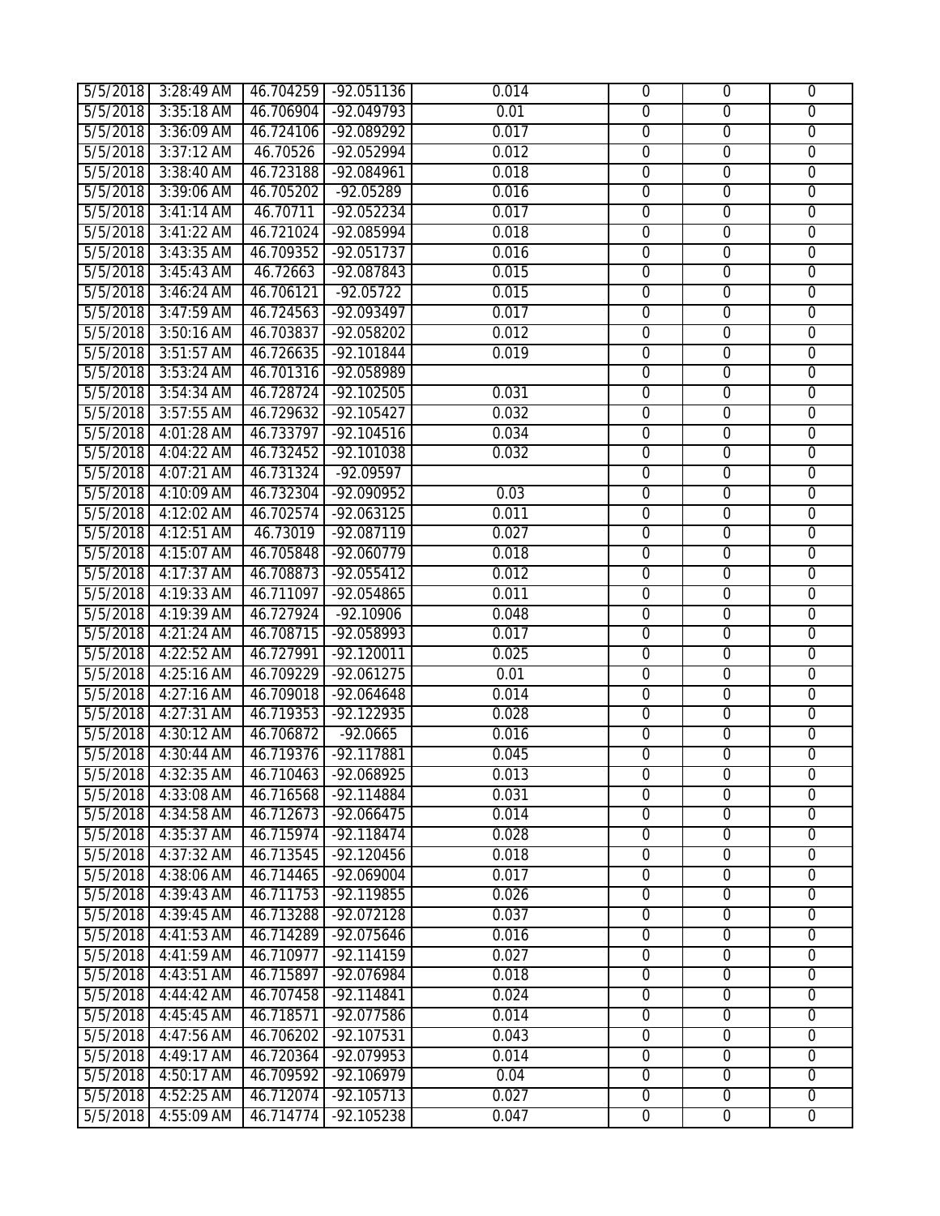| 5/5/2018 | 3:28:49 AM | 46.704259 | -92.051136 | 0.014 | 0 | 0 | 0 |
|---|---|---|---|---|---|---|---|
| 5/5/2018 | 3:35:18 AM | 46.706904 | -92.049793 | 0.01 | 0 | 0 | 0 |
| 5/5/2018 | 3:36:09 AM | 46.724106 | -92.089292 | 0.017 | 0 | 0 | 0 |
| 5/5/2018 | 3:37:12 AM | 46.70526 | -92.052994 | 0.012 | 0 | 0 | 0 |
| 5/5/2018 | 3:38:40 AM | 46.723188 | -92.084961 | 0.018 | 0 | 0 | 0 |
| 5/5/2018 | 3:39:06 AM | 46.705202 | -92.05289 | 0.016 | 0 | 0 | 0 |
| 5/5/2018 | 3:41:14 AM | 46.70711 | -92.052234 | 0.017 | 0 | 0 | 0 |
| 5/5/2018 | 3:41:22 AM | 46.721024 | -92.085994 | 0.018 | 0 | 0 | 0 |
| 5/5/2018 | 3:43:35 AM | 46.709352 | -92.051737 | 0.016 | 0 | 0 | 0 |
| 5/5/2018 | 3:45:43 AM | 46.72663 | -92.087843 | 0.015 | 0 | 0 | 0 |
| 5/5/2018 | 3:46:24 AM | 46.706121 | -92.05722 | 0.015 | 0 | 0 | 0 |
| 5/5/2018 | 3:47:59 AM | 46.724563 | -92.093497 | 0.017 | 0 | 0 | 0 |
| 5/5/2018 | 3:50:16 AM | 46.703837 | -92.058202 | 0.012 | 0 | 0 | 0 |
| 5/5/2018 | 3:51:57 AM | 46.726635 | -92.101844 | 0.019 | 0 | 0 | 0 |
| 5/5/2018 | 3:53:24 AM | 46.701316 | -92.058989 | | 0 | 0 | 0 |
| 5/5/2018 | 3:54:34 AM | 46.728724 | -92.102505 | 0.031 | 0 | 0 | 0 |
| 5/5/2018 | 3:57:55 AM | 46.729632 | -92.105427 | 0.032 | 0 | 0 | 0 |
| 5/5/2018 | 4:01:28 AM | 46.733797 | -92.104516 | 0.034 | 0 | 0 | 0 |
| 5/5/2018 | 4:04:22 AM | 46.732452 | -92.101038 | 0.032 | 0 | 0 | 0 |
| 5/5/2018 | 4:07:21 AM | 46.731324 | -92.09597 | | 0 | 0 | 0 |
| 5/5/2018 | 4:10:09 AM | 46.732304 | -92.090952 | 0.03 | 0 | 0 | 0 |
| 5/5/2018 | 4:12:02 AM | 46.702574 | -92.063125 | 0.011 | 0 | 0 | 0 |
| 5/5/2018 | 4:12:51 AM | 46.73019 | -92.087119 | 0.027 | 0 | 0 | 0 |
| 5/5/2018 | 4:15:07 AM | 46.705848 | -92.060779 | 0.018 | 0 | 0 | 0 |
| 5/5/2018 | 4:17:37 AM | 46.708873 | -92.055412 | 0.012 | 0 | 0 | 0 |
| 5/5/2018 | 4:19:33 AM | 46.711097 | -92.054865 | 0.011 | 0 | 0 | 0 |
| 5/5/2018 | 4:19:39 AM | 46.727924 | -92.10906 | 0.048 | 0 | 0 | 0 |
| 5/5/2018 | 4:21:24 AM | 46.708715 | -92.058993 | 0.017 | 0 | 0 | 0 |
| 5/5/2018 | 4:22:52 AM | 46.727991 | -92.120011 | 0.025 | 0 | 0 | 0 |
| 5/5/2018 | 4:25:16 AM | 46.709229 | -92.061275 | 0.01 | 0 | 0 | 0 |
| 5/5/2018 | 4:27:16 AM | 46.709018 | -92.064648 | 0.014 | 0 | 0 | 0 |
| 5/5/2018 | 4:27:31 AM | 46.719353 | -92.122935 | 0.028 | 0 | 0 | 0 |
| 5/5/2018 | 4:30:12 AM | 46.706872 | -92.0665 | 0.016 | 0 | 0 | 0 |
| 5/5/2018 | 4:30:44 AM | 46.719376 | -92.117881 | 0.045 | 0 | 0 | 0 |
| 5/5/2018 | 4:32:35 AM | 46.710463 | -92.068925 | 0.013 | 0 | 0 | 0 |
| 5/5/2018 | 4:33:08 AM | 46.716568 | -92.114884 | 0.031 | 0 | 0 | 0 |
| 5/5/2018 | 4:34:58 AM | 46.712673 | -92.066475 | 0.014 | 0 | 0 | 0 |
| 5/5/2018 | 4:35:37 AM | 46.715974 | -92.118474 | 0.028 | 0 | 0 | 0 |
| 5/5/2018 | 4:37:32 AM | 46.713545 | -92.120456 | 0.018 | 0 | 0 | 0 |
| 5/5/2018 | 4:38:06 AM | 46.714465 | -92.069004 | 0.017 | 0 | 0 | 0 |
| 5/5/2018 | 4:39:43 AM | 46.711753 | -92.119855 | 0.026 | 0 | 0 | 0 |
| 5/5/2018 | 4:39:45 AM | 46.713288 | -92.072128 | 0.037 | 0 | 0 | 0 |
| 5/5/2018 | 4:41:53 AM | 46.714289 | -92.075646 | 0.016 | 0 | 0 | 0 |
| 5/5/2018 | 4:41:59 AM | 46.710977 | -92.114159 | 0.027 | 0 | 0 | 0 |
| 5/5/2018 | 4:43:51 AM | 46.715897 | -92.076984 | 0.018 | 0 | 0 | 0 |
| 5/5/2018 | 4:44:42 AM | 46.707458 | -92.114841 | 0.024 | 0 | 0 | 0 |
| 5/5/2018 | 4:45:45 AM | 46.718571 | -92.077586 | 0.014 | 0 | 0 | 0 |
| 5/5/2018 | 4:47:56 AM | 46.706202 | -92.107531 | 0.043 | 0 | 0 | 0 |
| 5/5/2018 | 4:49:17 AM | 46.720364 | -92.079953 | 0.014 | 0 | 0 | 0 |
| 5/5/2018 | 4:50:17 AM | 46.709592 | -92.106979 | 0.04 | 0 | 0 | 0 |
| 5/5/2018 | 4:52:25 AM | 46.712074 | -92.105713 | 0.027 | 0 | 0 | 0 |
| 5/5/2018 | 4:55:09 AM | 46.714774 | -92.105238 | 0.047 | 0 | 0 | 0 |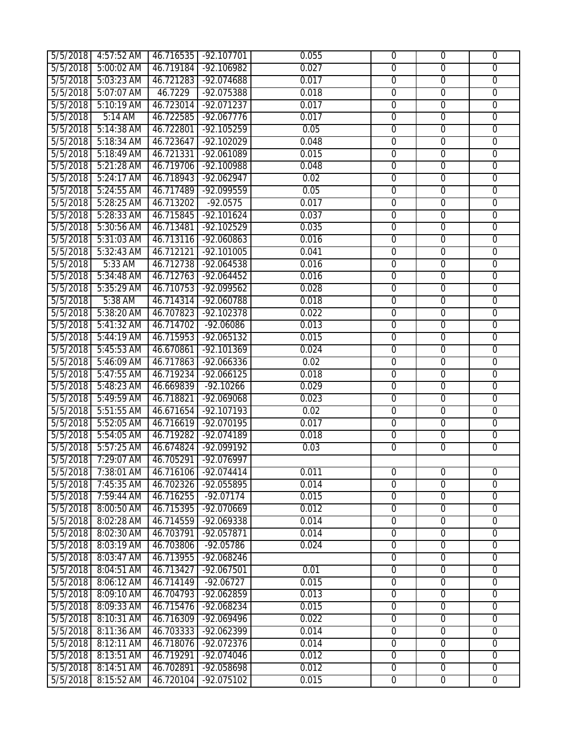| | | | | | | | |
|---|---|---|---|---|---|---|---|
| 5/5/2018 | 4:57:52 AM | 46.716535 | -92.107701 | 0.055 | 0 | 0 | 0 |
| 5/5/2018 | 5:00:02 AM | 46.719184 | -92.106982 | 0.027 | 0 | 0 | 0 |
| 5/5/2018 | 5:03:23 AM | 46.721283 | -92.074688 | 0.017 | 0 | 0 | 0 |
| 5/5/2018 | 5:07:07 AM | 46.7229 | -92.075388 | 0.018 | 0 | 0 | 0 |
| 5/5/2018 | 5:10:19 AM | 46.723014 | -92.071237 | 0.017 | 0 | 0 | 0 |
| 5/5/2018 | 5:14 AM | 46.722585 | -92.067776 | 0.017 | 0 | 0 | 0 |
| 5/5/2018 | 5:14:38 AM | 46.722801 | -92.105259 | 0.05 | 0 | 0 | 0 |
| 5/5/2018 | 5:18:34 AM | 46.723647 | -92.102029 | 0.048 | 0 | 0 | 0 |
| 5/5/2018 | 5:18:49 AM | 46.721331 | -92.061089 | 0.015 | 0 | 0 | 0 |
| 5/5/2018 | 5:21:28 AM | 46.719706 | -92.100988 | 0.048 | 0 | 0 | 0 |
| 5/5/2018 | 5:24:17 AM | 46.718943 | -92.062947 | 0.02 | 0 | 0 | 0 |
| 5/5/2018 | 5:24:55 AM | 46.717489 | -92.099559 | 0.05 | 0 | 0 | 0 |
| 5/5/2018 | 5:28:25 AM | 46.713202 | -92.0575 | 0.017 | 0 | 0 | 0 |
| 5/5/2018 | 5:28:33 AM | 46.715845 | -92.101624 | 0.037 | 0 | 0 | 0 |
| 5/5/2018 | 5:30:56 AM | 46.713481 | -92.102529 | 0.035 | 0 | 0 | 0 |
| 5/5/2018 | 5:31:03 AM | 46.713116 | -92.060863 | 0.016 | 0 | 0 | 0 |
| 5/5/2018 | 5:32:43 AM | 46.712121 | -92.101005 | 0.041 | 0 | 0 | 0 |
| 5/5/2018 | 5:33 AM | 46.712738 | -92.064538 | 0.016 | 0 | 0 | 0 |
| 5/5/2018 | 5:34:48 AM | 46.712763 | -92.064452 | 0.016 | 0 | 0 | 0 |
| 5/5/2018 | 5:35:29 AM | 46.710753 | -92.099562 | 0.028 | 0 | 0 | 0 |
| 5/5/2018 | 5:38 AM | 46.714314 | -92.060788 | 0.018 | 0 | 0 | 0 |
| 5/5/2018 | 5:38:20 AM | 46.707823 | -92.102378 | 0.022 | 0 | 0 | 0 |
| 5/5/2018 | 5:41:32 AM | 46.714702 | -92.06086 | 0.013 | 0 | 0 | 0 |
| 5/5/2018 | 5:44:19 AM | 46.715953 | -92.065132 | 0.015 | 0 | 0 | 0 |
| 5/5/2018 | 5:45:53 AM | 46.670861 | -92.101369 | 0.024 | 0 | 0 | 0 |
| 5/5/2018 | 5:46:09 AM | 46.717863 | -92.066336 | 0.02 | 0 | 0 | 0 |
| 5/5/2018 | 5:47:55 AM | 46.719234 | -92.066125 | 0.018 | 0 | 0 | 0 |
| 5/5/2018 | 5:48:23 AM | 46.669839 | -92.10266 | 0.029 | 0 | 0 | 0 |
| 5/5/2018 | 5:49:59 AM | 46.718821 | -92.069068 | 0.023 | 0 | 0 | 0 |
| 5/5/2018 | 5:51:55 AM | 46.671654 | -92.107193 | 0.02 | 0 | 0 | 0 |
| 5/5/2018 | 5:52:05 AM | 46.716619 | -92.070195 | 0.017 | 0 | 0 | 0 |
| 5/5/2018 | 5:54:05 AM | 46.719282 | -92.074189 | 0.018 | 0 | 0 | 0 |
| 5/5/2018 | 5:57:25 AM | 46.674824 | -92.099192 | 0.03 | 0 | 0 | 0 |
| 5/5/2018 | 7:29:07 AM | 46.705291 | -92.076997 | | | | |
| 5/5/2018 | 7:38:01 AM | 46.716106 | -92.074414 | 0.011 | 0 | 0 | 0 |
| 5/5/2018 | 7:45:35 AM | 46.702326 | -92.055895 | 0.014 | 0 | 0 | 0 |
| 5/5/2018 | 7:59:44 AM | 46.716255 | -92.07174 | 0.015 | 0 | 0 | 0 |
| 5/5/2018 | 8:00:50 AM | 46.715395 | -92.070669 | 0.012 | 0 | 0 | 0 |
| 5/5/2018 | 8:02:28 AM | 46.714559 | -92.069338 | 0.014 | 0 | 0 | 0 |
| 5/5/2018 | 8:02:30 AM | 46.703791 | -92.057871 | 0.014 | 0 | 0 | 0 |
| 5/5/2018 | 8:03:19 AM | 46.703806 | -92.05786 | 0.024 | 0 | 0 | 0 |
| 5/5/2018 | 8:03:47 AM | 46.713955 | -92.068246 | | 0 | 0 | 0 |
| 5/5/2018 | 8:04:51 AM | 46.713427 | -92.067501 | 0.01 | 0 | 0 | 0 |
| 5/5/2018 | 8:06:12 AM | 46.714149 | -92.06727 | 0.015 | 0 | 0 | 0 |
| 5/5/2018 | 8:09:10 AM | 46.704793 | -92.062859 | 0.013 | 0 | 0 | 0 |
| 5/5/2018 | 8:09:33 AM | 46.715476 | -92.068234 | 0.015 | 0 | 0 | 0 |
| 5/5/2018 | 8:10:31 AM | 46.716309 | -92.069496 | 0.022 | 0 | 0 | 0 |
| 5/5/2018 | 8:11:36 AM | 46.703333 | -92.062399 | 0.014 | 0 | 0 | 0 |
| 5/5/2018 | 8:12:11 AM | 46.718076 | -92.072376 | 0.014 | 0 | 0 | 0 |
| 5/5/2018 | 8:13:51 AM | 46.719291 | -92.074046 | 0.012 | 0 | 0 | 0 |
| 5/5/2018 | 8:14:51 AM | 46.702891 | -92.058698 | 0.012 | 0 | 0 | 0 |
| 5/5/2018 | 8:15:52 AM | 46.720104 | -92.075102 | 0.015 | 0 | 0 | 0 |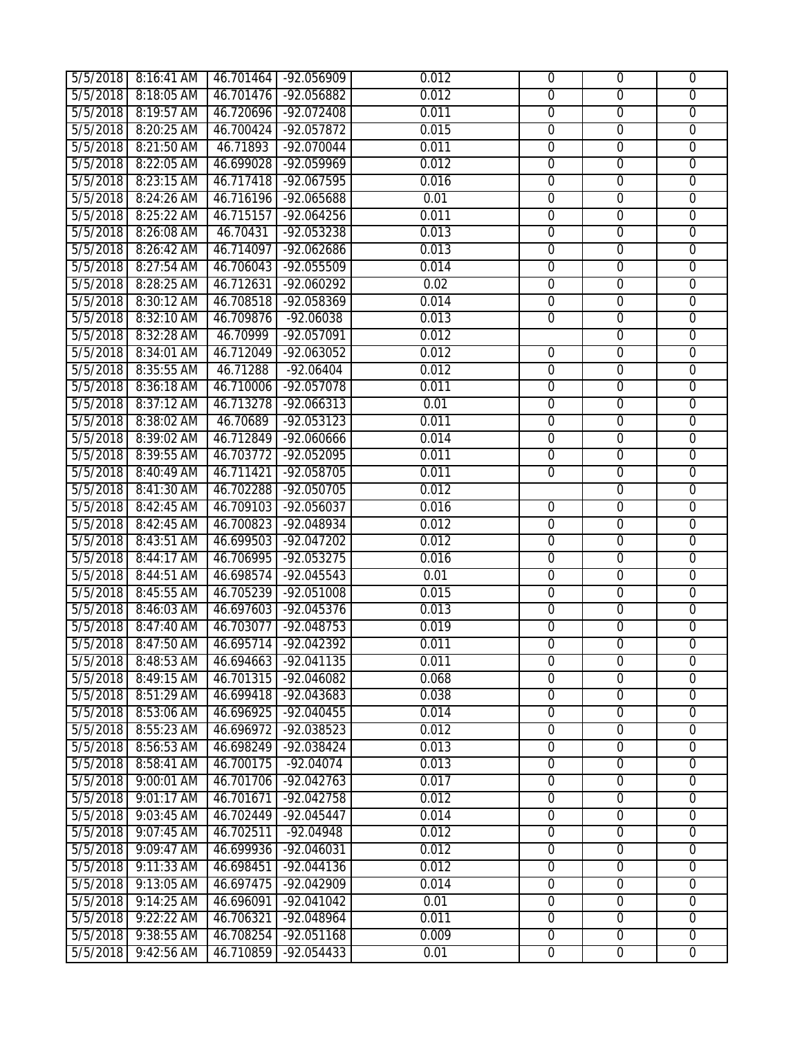| 5/5/2018 | 8:16:41 AM | 46.701464 | -92.056909 | 0.012 | 0 | 0 | 0 |
|---|---|---|---|---|---|---|---|
| 5/5/2018 | 8:18:05 AM | 46.701476 | -92.056882 | 0.012 | 0 | 0 | 0 |
| 5/5/2018 | 8:19:57 AM | 46.720696 | -92.072408 | 0.011 | 0 | 0 | 0 |
| 5/5/2018 | 8:20:25 AM | 46.700424 | -92.057872 | 0.015 | 0 | 0 | 0 |
| 5/5/2018 | 8:21:50 AM | 46.71893 | -92.070044 | 0.011 | 0 | 0 | 0 |
| 5/5/2018 | 8:22:05 AM | 46.699028 | -92.059969 | 0.012 | 0 | 0 | 0 |
| 5/5/2018 | 8:23:15 AM | 46.717418 | -92.067595 | 0.016 | 0 | 0 | 0 |
| 5/5/2018 | 8:24:26 AM | 46.716196 | -92.065688 | 0.01 | 0 | 0 | 0 |
| 5/5/2018 | 8:25:22 AM | 46.715157 | -92.064256 | 0.011 | 0 | 0 | 0 |
| 5/5/2018 | 8:26:08 AM | 46.70431 | -92.053238 | 0.013 | 0 | 0 | 0 |
| 5/5/2018 | 8:26:42 AM | 46.714097 | -92.062686 | 0.013 | 0 | 0 | 0 |
| 5/5/2018 | 8:27:54 AM | 46.706043 | -92.055509 | 0.014 | 0 | 0 | 0 |
| 5/5/2018 | 8:28:25 AM | 46.712631 | -92.060292 | 0.02 | 0 | 0 | 0 |
| 5/5/2018 | 8:30:12 AM | 46.708518 | -92.058369 | 0.014 | 0 | 0 | 0 |
| 5/5/2018 | 8:32:10 AM | 46.709876 | -92.06038 | 0.013 | 0 | 0 | 0 |
| 5/5/2018 | 8:32:28 AM | 46.70999 | -92.057091 | 0.012 | | 0 | 0 |
| 5/5/2018 | 8:34:01 AM | 46.712049 | -92.063052 | 0.012 | 0 | 0 | 0 |
| 5/5/2018 | 8:35:55 AM | 46.71288 | -92.06404 | 0.012 | 0 | 0 | 0 |
| 5/5/2018 | 8:36:18 AM | 46.710006 | -92.057078 | 0.011 | 0 | 0 | 0 |
| 5/5/2018 | 8:37:12 AM | 46.713278 | -92.066313 | 0.01 | 0 | 0 | 0 |
| 5/5/2018 | 8:38:02 AM | 46.70689 | -92.053123 | 0.011 | 0 | 0 | 0 |
| 5/5/2018 | 8:39:02 AM | 46.712849 | -92.060666 | 0.014 | 0 | 0 | 0 |
| 5/5/2018 | 8:39:55 AM | 46.703772 | -92.052095 | 0.011 | 0 | 0 | 0 |
| 5/5/2018 | 8:40:49 AM | 46.711421 | -92.058705 | 0.011 | 0 | 0 | 0 |
| 5/5/2018 | 8:41:30 AM | 46.702288 | -92.050705 | 0.012 | | 0 | 0 |
| 5/5/2018 | 8:42:45 AM | 46.709103 | -92.056037 | 0.016 | 0 | 0 | 0 |
| 5/5/2018 | 8:42:45 AM | 46.700823 | -92.048934 | 0.012 | 0 | 0 | 0 |
| 5/5/2018 | 8:43:51 AM | 46.699503 | -92.047202 | 0.012 | 0 | 0 | 0 |
| 5/5/2018 | 8:44:17 AM | 46.706995 | -92.053275 | 0.016 | 0 | 0 | 0 |
| 5/5/2018 | 8:44:51 AM | 46.698574 | -92.045543 | 0.01 | 0 | 0 | 0 |
| 5/5/2018 | 8:45:55 AM | 46.705239 | -92.051008 | 0.015 | 0 | 0 | 0 |
| 5/5/2018 | 8:46:03 AM | 46.697603 | -92.045376 | 0.013 | 0 | 0 | 0 |
| 5/5/2018 | 8:47:40 AM | 46.703077 | -92.048753 | 0.019 | 0 | 0 | 0 |
| 5/5/2018 | 8:47:50 AM | 46.695714 | -92.042392 | 0.011 | 0 | 0 | 0 |
| 5/5/2018 | 8:48:53 AM | 46.694663 | -92.041135 | 0.011 | 0 | 0 | 0 |
| 5/5/2018 | 8:49:15 AM | 46.701315 | -92.046082 | 0.068 | 0 | 0 | 0 |
| 5/5/2018 | 8:51:29 AM | 46.699418 | -92.043683 | 0.038 | 0 | 0 | 0 |
| 5/5/2018 | 8:53:06 AM | 46.696925 | -92.040455 | 0.014 | 0 | 0 | 0 |
| 5/5/2018 | 8:55:23 AM | 46.696972 | -92.038523 | 0.012 | 0 | 0 | 0 |
| 5/5/2018 | 8:56:53 AM | 46.698249 | -92.038424 | 0.013 | 0 | 0 | 0 |
| 5/5/2018 | 8:58:41 AM | 46.700175 | -92.04074 | 0.013 | 0 | 0 | 0 |
| 5/5/2018 | 9:00:01 AM | 46.701706 | -92.042763 | 0.017 | 0 | 0 | 0 |
| 5/5/2018 | 9:01:17 AM | 46.701671 | -92.042758 | 0.012 | 0 | 0 | 0 |
| 5/5/2018 | 9:03:45 AM | 46.702449 | -92.045447 | 0.014 | 0 | 0 | 0 |
| 5/5/2018 | 9:07:45 AM | 46.702511 | -92.04948 | 0.012 | 0 | 0 | 0 |
| 5/5/2018 | 9:09:47 AM | 46.699936 | -92.046031 | 0.012 | 0 | 0 | 0 |
| 5/5/2018 | 9:11:33 AM | 46.698451 | -92.044136 | 0.012 | 0 | 0 | 0 |
| 5/5/2018 | 9:13:05 AM | 46.697475 | -92.042909 | 0.014 | 0 | 0 | 0 |
| 5/5/2018 | 9:14:25 AM | 46.696091 | -92.041042 | 0.01 | 0 | 0 | 0 |
| 5/5/2018 | 9:22:22 AM | 46.706321 | -92.048964 | 0.011 | 0 | 0 | 0 |
| 5/5/2018 | 9:38:55 AM | 46.708254 | -92.051168 | 0.009 | 0 | 0 | 0 |
| 5/5/2018 | 9:42:56 AM | 46.710859 | -92.054433 | 0.01 | 0 | 0 | 0 |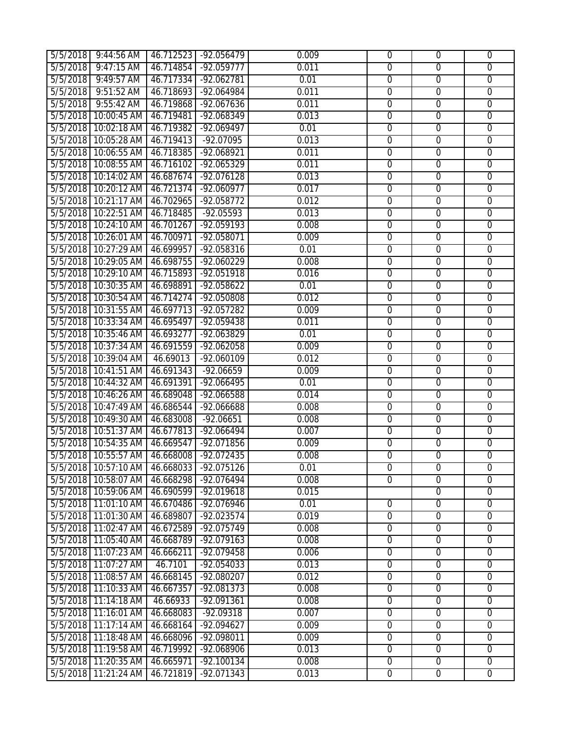| | | | | | | | |
|---|---|---|---|---|---|---|---|
| 5/5/2018 | 9:44:56 AM | 46.712523 | -92.056479 | 0.009 | 0 | 0 | 0 |
| 5/5/2018 | 9:47:15 AM | 46.714854 | -92.059777 | 0.011 | 0 | 0 | 0 |
| 5/5/2018 | 9:49:57 AM | 46.717334 | -92.062781 | 0.01 | 0 | 0 | 0 |
| 5/5/2018 | 9:51:52 AM | 46.718693 | -92.064984 | 0.011 | 0 | 0 | 0 |
| 5/5/2018 | 9:55:42 AM | 46.719868 | -92.067636 | 0.011 | 0 | 0 | 0 |
| 5/5/2018 | 10:00:45 AM | 46.719481 | -92.068349 | 0.013 | 0 | 0 | 0 |
| 5/5/2018 | 10:02:18 AM | 46.719382 | -92.069497 | 0.01 | 0 | 0 | 0 |
| 5/5/2018 | 10:05:28 AM | 46.719413 | -92.07095 | 0.013 | 0 | 0 | 0 |
| 5/5/2018 | 10:06:55 AM | 46.718385 | -92.068921 | 0.011 | 0 | 0 | 0 |
| 5/5/2018 | 10:08:55 AM | 46.716102 | -92.065329 | 0.011 | 0 | 0 | 0 |
| 5/5/2018 | 10:14:02 AM | 46.687674 | -92.076128 | 0.013 | 0 | 0 | 0 |
| 5/5/2018 | 10:20:12 AM | 46.721374 | -92.060977 | 0.017 | 0 | 0 | 0 |
| 5/5/2018 | 10:21:17 AM | 46.702965 | -92.058772 | 0.012 | 0 | 0 | 0 |
| 5/5/2018 | 10:22:51 AM | 46.718485 | -92.05593 | 0.013 | 0 | 0 | 0 |
| 5/5/2018 | 10:24:10 AM | 46.701267 | -92.059193 | 0.008 | 0 | 0 | 0 |
| 5/5/2018 | 10:26:01 AM | 46.700971 | -92.058071 | 0.009 | 0 | 0 | 0 |
| 5/5/2018 | 10:27:29 AM | 46.699957 | -92.058316 | 0.01 | 0 | 0 | 0 |
| 5/5/2018 | 10:29:05 AM | 46.698755 | -92.060229 | 0.008 | 0 | 0 | 0 |
| 5/5/2018 | 10:29:10 AM | 46.715893 | -92.051918 | 0.016 | 0 | 0 | 0 |
| 5/5/2018 | 10:30:35 AM | 46.698891 | -92.058622 | 0.01 | 0 | 0 | 0 |
| 5/5/2018 | 10:30:54 AM | 46.714274 | -92.050808 | 0.012 | 0 | 0 | 0 |
| 5/5/2018 | 10:31:55 AM | 46.697713 | -92.057282 | 0.009 | 0 | 0 | 0 |
| 5/5/2018 | 10:33:34 AM | 46.695497 | -92.059438 | 0.011 | 0 | 0 | 0 |
| 5/5/2018 | 10:35:46 AM | 46.693277 | -92.063829 | 0.01 | 0 | 0 | 0 |
| 5/5/2018 | 10:37:34 AM | 46.691559 | -92.062058 | 0.009 | 0 | 0 | 0 |
| 5/5/2018 | 10:39:04 AM | 46.69013 | -92.060109 | 0.012 | 0 | 0 | 0 |
| 5/5/2018 | 10:41:51 AM | 46.691343 | -92.06659 | 0.009 | 0 | 0 | 0 |
| 5/5/2018 | 10:44:32 AM | 46.691391 | -92.066495 | 0.01 | 0 | 0 | 0 |
| 5/5/2018 | 10:46:26 AM | 46.689048 | -92.066588 | 0.014 | 0 | 0 | 0 |
| 5/5/2018 | 10:47:49 AM | 46.686544 | -92.066688 | 0.008 | 0 | 0 | 0 |
| 5/5/2018 | 10:49:30 AM | 46.683008 | -92.06651 | 0.008 | 0 | 0 | 0 |
| 5/5/2018 | 10:51:37 AM | 46.677813 | -92.066494 | 0.007 | 0 | 0 | 0 |
| 5/5/2018 | 10:54:35 AM | 46.669547 | -92.071856 | 0.009 | 0 | 0 | 0 |
| 5/5/2018 | 10:55:57 AM | 46.668008 | -92.072435 | 0.008 | 0 | 0 | 0 |
| 5/5/2018 | 10:57:10 AM | 46.668033 | -92.075126 | 0.01 | 0 | 0 | 0 |
| 5/5/2018 | 10:58:07 AM | 46.668298 | -92.076494 | 0.008 | 0 | 0 | 0 |
| 5/5/2018 | 10:59:06 AM | 46.690599 | -92.019618 | 0.015 | | 0 | 0 |
| 5/5/2018 | 11:01:10 AM | 46.670486 | -92.076946 | 0.01 | 0 | 0 | 0 |
| 5/5/2018 | 11:01:30 AM | 46.689807 | -92.023574 | 0.019 | 0 | 0 | 0 |
| 5/5/2018 | 11:02:47 AM | 46.672589 | -92.075749 | 0.008 | 0 | 0 | 0 |
| 5/5/2018 | 11:05:40 AM | 46.668789 | -92.079163 | 0.008 | 0 | 0 | 0 |
| 5/5/2018 | 11:07:23 AM | 46.666211 | -92.079458 | 0.006 | 0 | 0 | 0 |
| 5/5/2018 | 11:07:27 AM | 46.7101 | -92.054033 | 0.013 | 0 | 0 | 0 |
| 5/5/2018 | 11:08:57 AM | 46.668145 | -92.080207 | 0.012 | 0 | 0 | 0 |
| 5/5/2018 | 11:10:33 AM | 46.667357 | -92.081373 | 0.008 | 0 | 0 | 0 |
| 5/5/2018 | 11:14:18 AM | 46.66933 | -92.091361 | 0.008 | 0 | 0 | 0 |
| 5/5/2018 | 11:16:01 AM | 46.668083 | -92.09318 | 0.007 | 0 | 0 | 0 |
| 5/5/2018 | 11:17:14 AM | 46.668164 | -92.094627 | 0.009 | 0 | 0 | 0 |
| 5/5/2018 | 11:18:48 AM | 46.668096 | -92.098011 | 0.009 | 0 | 0 | 0 |
| 5/5/2018 | 11:19:58 AM | 46.719992 | -92.068906 | 0.013 | 0 | 0 | 0 |
| 5/5/2018 | 11:20:35 AM | 46.665971 | -92.100134 | 0.008 | 0 | 0 | 0 |
| 5/5/2018 | 11:21:24 AM | 46.721819 | -92.071343 | 0.013 | 0 | 0 | 0 |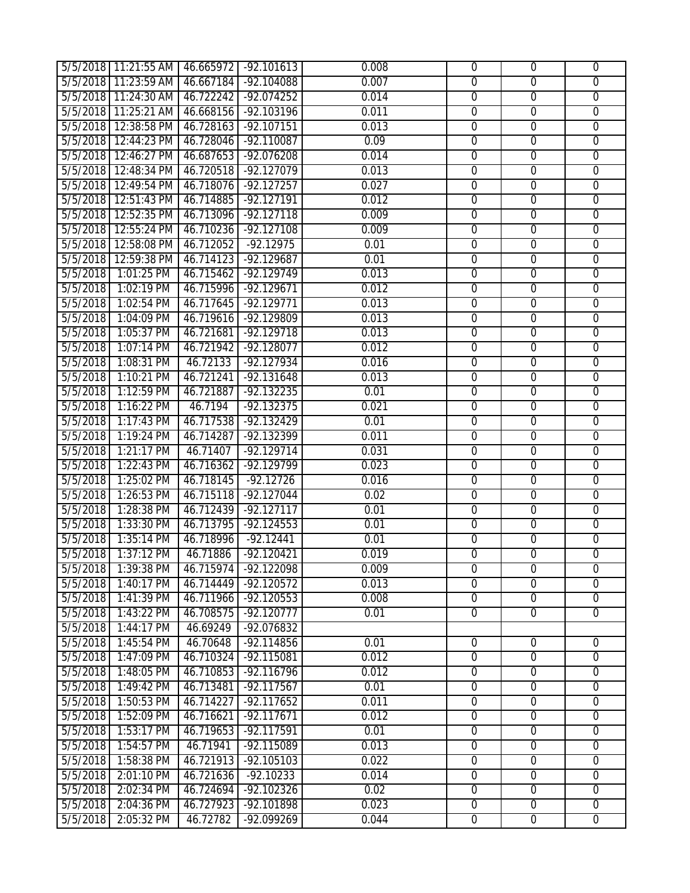| 5/5/2018 | 11:21:55 AM | 46.665972 | -92.101613 | 0.008 | 0 | 0 | 0 |
|---|---|---|---|---|---|---|---|
| 5/5/2018 | 11:23:59 AM | 46.667184 | -92.104088 | 0.007 | 0 | 0 | 0 |
| 5/5/2018 | 11:24:30 AM | 46.722242 | -92.074252 | 0.014 | 0 | 0 | 0 |
| 5/5/2018 | 11:25:21 AM | 46.668156 | -92.103196 | 0.011 | 0 | 0 | 0 |
| 5/5/2018 | 12:38:58 PM | 46.728163 | -92.107151 | 0.013 | 0 | 0 | 0 |
| 5/5/2018 | 12:44:23 PM | 46.728046 | -92.110087 | 0.09 | 0 | 0 | 0 |
| 5/5/2018 | 12:46:27 PM | 46.687653 | -92.076208 | 0.014 | 0 | 0 | 0 |
| 5/5/2018 | 12:48:34 PM | 46.720518 | -92.127079 | 0.013 | 0 | 0 | 0 |
| 5/5/2018 | 12:49:54 PM | 46.718076 | -92.127257 | 0.027 | 0 | 0 | 0 |
| 5/5/2018 | 12:51:43 PM | 46.714885 | -92.127191 | 0.012 | 0 | 0 | 0 |
| 5/5/2018 | 12:52:35 PM | 46.713096 | -92.127118 | 0.009 | 0 | 0 | 0 |
| 5/5/2018 | 12:55:24 PM | 46.710236 | -92.127108 | 0.009 | 0 | 0 | 0 |
| 5/5/2018 | 12:58:08 PM | 46.712052 | -92.12975 | 0.01 | 0 | 0 | 0 |
| 5/5/2018 | 12:59:38 PM | 46.714123 | -92.129687 | 0.01 | 0 | 0 | 0 |
| 5/5/2018 | 1:01:25 PM | 46.715462 | -92.129749 | 0.013 | 0 | 0 | 0 |
| 5/5/2018 | 1:02:19 PM | 46.715996 | -92.129671 | 0.012 | 0 | 0 | 0 |
| 5/5/2018 | 1:02:54 PM | 46.717645 | -92.129771 | 0.013 | 0 | 0 | 0 |
| 5/5/2018 | 1:04:09 PM | 46.719616 | -92.129809 | 0.013 | 0 | 0 | 0 |
| 5/5/2018 | 1:05:37 PM | 46.721681 | -92.129718 | 0.013 | 0 | 0 | 0 |
| 5/5/2018 | 1:07:14 PM | 46.721942 | -92.128077 | 0.012 | 0 | 0 | 0 |
| 5/5/2018 | 1:08:31 PM | 46.72133 | -92.127934 | 0.016 | 0 | 0 | 0 |
| 5/5/2018 | 1:10:21 PM | 46.721241 | -92.131648 | 0.013 | 0 | 0 | 0 |
| 5/5/2018 | 1:12:59 PM | 46.721887 | -92.132235 | 0.01 | 0 | 0 | 0 |
| 5/5/2018 | 1:16:22 PM | 46.7194 | -92.132375 | 0.021 | 0 | 0 | 0 |
| 5/5/2018 | 1:17:43 PM | 46.717538 | -92.132429 | 0.01 | 0 | 0 | 0 |
| 5/5/2018 | 1:19:24 PM | 46.714287 | -92.132399 | 0.011 | 0 | 0 | 0 |
| 5/5/2018 | 1:21:17 PM | 46.71407 | -92.129714 | 0.031 | 0 | 0 | 0 |
| 5/5/2018 | 1:22:43 PM | 46.716362 | -92.129799 | 0.023 | 0 | 0 | 0 |
| 5/5/2018 | 1:25:02 PM | 46.718145 | -92.12726 | 0.016 | 0 | 0 | 0 |
| 5/5/2018 | 1:26:53 PM | 46.715118 | -92.127044 | 0.02 | 0 | 0 | 0 |
| 5/5/2018 | 1:28:38 PM | 46.712439 | -92.127117 | 0.01 | 0 | 0 | 0 |
| 5/5/2018 | 1:33:30 PM | 46.713795 | -92.124553 | 0.01 | 0 | 0 | 0 |
| 5/5/2018 | 1:35:14 PM | 46.718996 | -92.12441 | 0.01 | 0 | 0 | 0 |
| 5/5/2018 | 1:37:12 PM | 46.71886 | -92.120421 | 0.019 | 0 | 0 | 0 |
| 5/5/2018 | 1:39:38 PM | 46.715974 | -92.122098 | 0.009 | 0 | 0 | 0 |
| 5/5/2018 | 1:40:17 PM | 46.714449 | -92.120572 | 0.013 | 0 | 0 | 0 |
| 5/5/2018 | 1:41:39 PM | 46.711966 | -92.120553 | 0.008 | 0 | 0 | 0 |
| 5/5/2018 | 1:43:22 PM | 46.708575 | -92.120777 | 0.01 | 0 | 0 | 0 |
| 5/5/2018 | 1:44:17 PM | 46.69249 | -92.076832 | | | | |
| 5/5/2018 | 1:45:54 PM | 46.70648 | -92.114856 | 0.01 | 0 | 0 | 0 |
| 5/5/2018 | 1:47:09 PM | 46.710324 | -92.115081 | 0.012 | 0 | 0 | 0 |
| 5/5/2018 | 1:48:05 PM | 46.710853 | -92.116796 | 0.012 | 0 | 0 | 0 |
| 5/5/2018 | 1:49:42 PM | 46.713481 | -92.117567 | 0.01 | 0 | 0 | 0 |
| 5/5/2018 | 1:50:53 PM | 46.714227 | -92.117652 | 0.011 | 0 | 0 | 0 |
| 5/5/2018 | 1:52:09 PM | 46.716621 | -92.117671 | 0.012 | 0 | 0 | 0 |
| 5/5/2018 | 1:53:17 PM | 46.719653 | -92.117591 | 0.01 | 0 | 0 | 0 |
| 5/5/2018 | 1:54:57 PM | 46.71941 | -92.115089 | 0.013 | 0 | 0 | 0 |
| 5/5/2018 | 1:58:38 PM | 46.721913 | -92.105103 | 0.022 | 0 | 0 | 0 |
| 5/5/2018 | 2:01:10 PM | 46.721636 | -92.10233 | 0.014 | 0 | 0 | 0 |
| 5/5/2018 | 2:02:34 PM | 46.724694 | -92.102326 | 0.02 | 0 | 0 | 0 |
| 5/5/2018 | 2:04:36 PM | 46.727923 | -92.101898 | 0.023 | 0 | 0 | 0 |
| 5/5/2018 | 2:05:32 PM | 46.72782 | -92.099269 | 0.044 | 0 | 0 | 0 |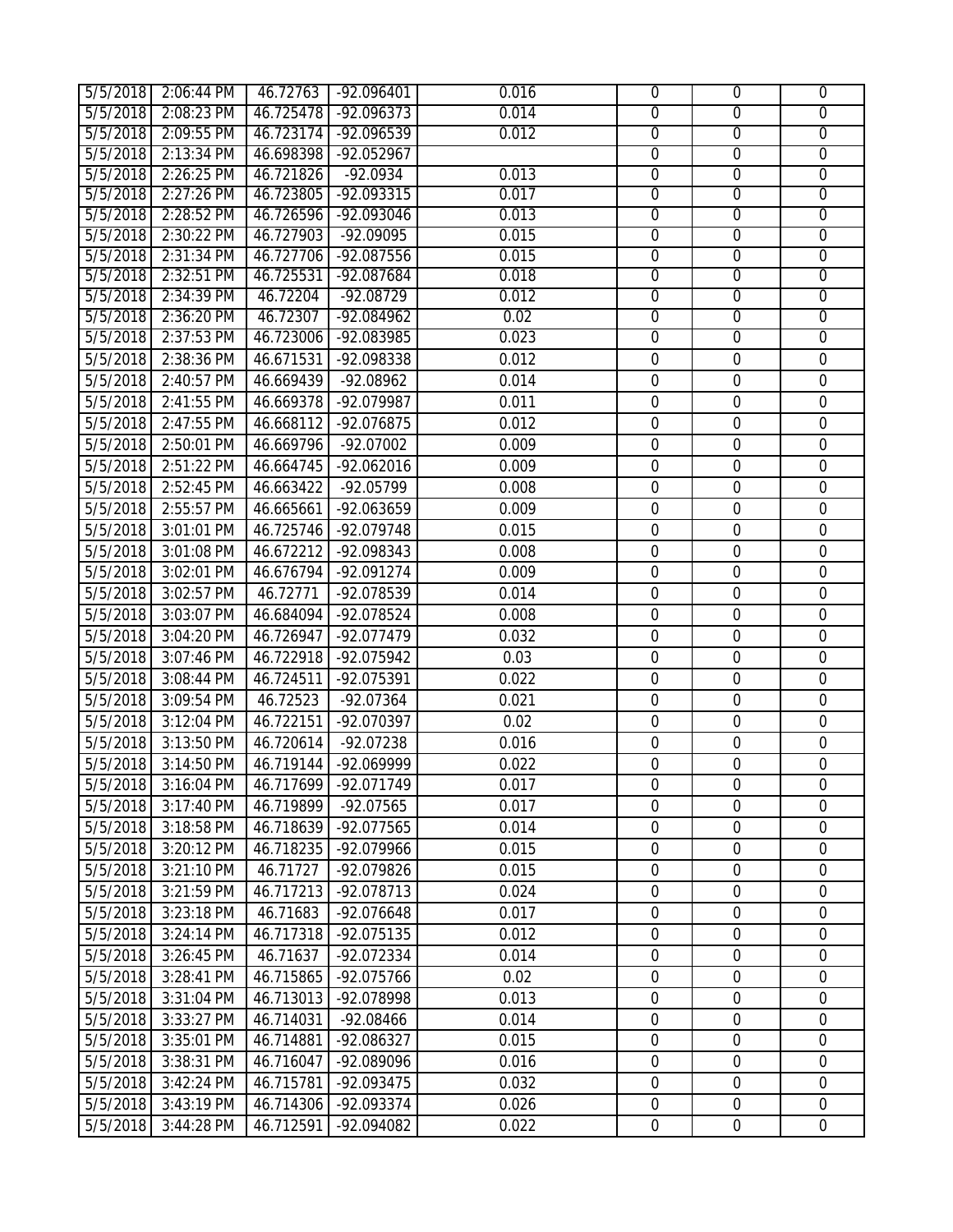| | | | | | | | |
|---|---|---|---|---|---|---|---|
| 5/5/2018 | 2:06:44 PM | 46.72763 | -92.096401 | 0.016 | 0 | 0 | 0 |
| 5/5/2018 | 2:08:23 PM | 46.725478 | -92.096373 | 0.014 | 0 | 0 | 0 |
| 5/5/2018 | 2:09:55 PM | 46.723174 | -92.096539 | 0.012 | 0 | 0 | 0 |
| 5/5/2018 | 2:13:34 PM | 46.698398 | -92.052967 | | 0 | 0 | 0 |
| 5/5/2018 | 2:26:25 PM | 46.721826 | -92.0934 | 0.013 | 0 | 0 | 0 |
| 5/5/2018 | 2:27:26 PM | 46.723805 | -92.093315 | 0.017 | 0 | 0 | 0 |
| 5/5/2018 | 2:28:52 PM | 46.726596 | -92.093046 | 0.013 | 0 | 0 | 0 |
| 5/5/2018 | 2:30:22 PM | 46.727903 | -92.09095 | 0.015 | 0 | 0 | 0 |
| 5/5/2018 | 2:31:34 PM | 46.727706 | -92.087556 | 0.015 | 0 | 0 | 0 |
| 5/5/2018 | 2:32:51 PM | 46.725531 | -92.087684 | 0.018 | 0 | 0 | 0 |
| 5/5/2018 | 2:34:39 PM | 46.72204 | -92.08729 | 0.012 | 0 | 0 | 0 |
| 5/5/2018 | 2:36:20 PM | 46.72307 | -92.084962 | 0.02 | 0 | 0 | 0 |
| 5/5/2018 | 2:37:53 PM | 46.723006 | -92.083985 | 0.023 | 0 | 0 | 0 |
| 5/5/2018 | 2:38:36 PM | 46.671531 | -92.098338 | 0.012 | 0 | 0 | 0 |
| 5/5/2018 | 2:40:57 PM | 46.669439 | -92.08962 | 0.014 | 0 | 0 | 0 |
| 5/5/2018 | 2:41:55 PM | 46.669378 | -92.079987 | 0.011 | 0 | 0 | 0 |
| 5/5/2018 | 2:47:55 PM | 46.668112 | -92.076875 | 0.012 | 0 | 0 | 0 |
| 5/5/2018 | 2:50:01 PM | 46.669796 | -92.07002 | 0.009 | 0 | 0 | 0 |
| 5/5/2018 | 2:51:22 PM | 46.664745 | -92.062016 | 0.009 | 0 | 0 | 0 |
| 5/5/2018 | 2:52:45 PM | 46.663422 | -92.05799 | 0.008 | 0 | 0 | 0 |
| 5/5/2018 | 2:55:57 PM | 46.665661 | -92.063659 | 0.009 | 0 | 0 | 0 |
| 5/5/2018 | 3:01:01 PM | 46.725746 | -92.079748 | 0.015 | 0 | 0 | 0 |
| 5/5/2018 | 3:01:08 PM | 46.672212 | -92.098343 | 0.008 | 0 | 0 | 0 |
| 5/5/2018 | 3:02:01 PM | 46.676794 | -92.091274 | 0.009 | 0 | 0 | 0 |
| 5/5/2018 | 3:02:57 PM | 46.72771 | -92.078539 | 0.014 | 0 | 0 | 0 |
| 5/5/2018 | 3:03:07 PM | 46.684094 | -92.078524 | 0.008 | 0 | 0 | 0 |
| 5/5/2018 | 3:04:20 PM | 46.726947 | -92.077479 | 0.032 | 0 | 0 | 0 |
| 5/5/2018 | 3:07:46 PM | 46.722918 | -92.075942 | 0.03 | 0 | 0 | 0 |
| 5/5/2018 | 3:08:44 PM | 46.724511 | -92.075391 | 0.022 | 0 | 0 | 0 |
| 5/5/2018 | 3:09:54 PM | 46.72523 | -92.07364 | 0.021 | 0 | 0 | 0 |
| 5/5/2018 | 3:12:04 PM | 46.722151 | -92.070397 | 0.02 | 0 | 0 | 0 |
| 5/5/2018 | 3:13:50 PM | 46.720614 | -92.07238 | 0.016 | 0 | 0 | 0 |
| 5/5/2018 | 3:14:50 PM | 46.719144 | -92.069999 | 0.022 | 0 | 0 | 0 |
| 5/5/2018 | 3:16:04 PM | 46.717699 | -92.071749 | 0.017 | 0 | 0 | 0 |
| 5/5/2018 | 3:17:40 PM | 46.719899 | -92.07565 | 0.017 | 0 | 0 | 0 |
| 5/5/2018 | 3:18:58 PM | 46.718639 | -92.077565 | 0.014 | 0 | 0 | 0 |
| 5/5/2018 | 3:20:12 PM | 46.718235 | -92.079966 | 0.015 | 0 | 0 | 0 |
| 5/5/2018 | 3:21:10 PM | 46.71727 | -92.079826 | 0.015 | 0 | 0 | 0 |
| 5/5/2018 | 3:21:59 PM | 46.717213 | -92.078713 | 0.024 | 0 | 0 | 0 |
| 5/5/2018 | 3:23:18 PM | 46.71683 | -92.076648 | 0.017 | 0 | 0 | 0 |
| 5/5/2018 | 3:24:14 PM | 46.717318 | -92.075135 | 0.012 | 0 | 0 | 0 |
| 5/5/2018 | 3:26:45 PM | 46.71637 | -92.072334 | 0.014 | 0 | 0 | 0 |
| 5/5/2018 | 3:28:41 PM | 46.715865 | -92.075766 | 0.02 | 0 | 0 | 0 |
| 5/5/2018 | 3:31:04 PM | 46.713013 | -92.078998 | 0.013 | 0 | 0 | 0 |
| 5/5/2018 | 3:33:27 PM | 46.714031 | -92.08466 | 0.014 | 0 | 0 | 0 |
| 5/5/2018 | 3:35:01 PM | 46.714881 | -92.086327 | 0.015 | 0 | 0 | 0 |
| 5/5/2018 | 3:38:31 PM | 46.716047 | -92.089096 | 0.016 | 0 | 0 | 0 |
| 5/5/2018 | 3:42:24 PM | 46.715781 | -92.093475 | 0.032 | 0 | 0 | 0 |
| 5/5/2018 | 3:43:19 PM | 46.714306 | -92.093374 | 0.026 | 0 | 0 | 0 |
| 5/5/2018 | 3:44:28 PM | 46.712591 | -92.094082 | 0.022 | 0 | 0 | 0 |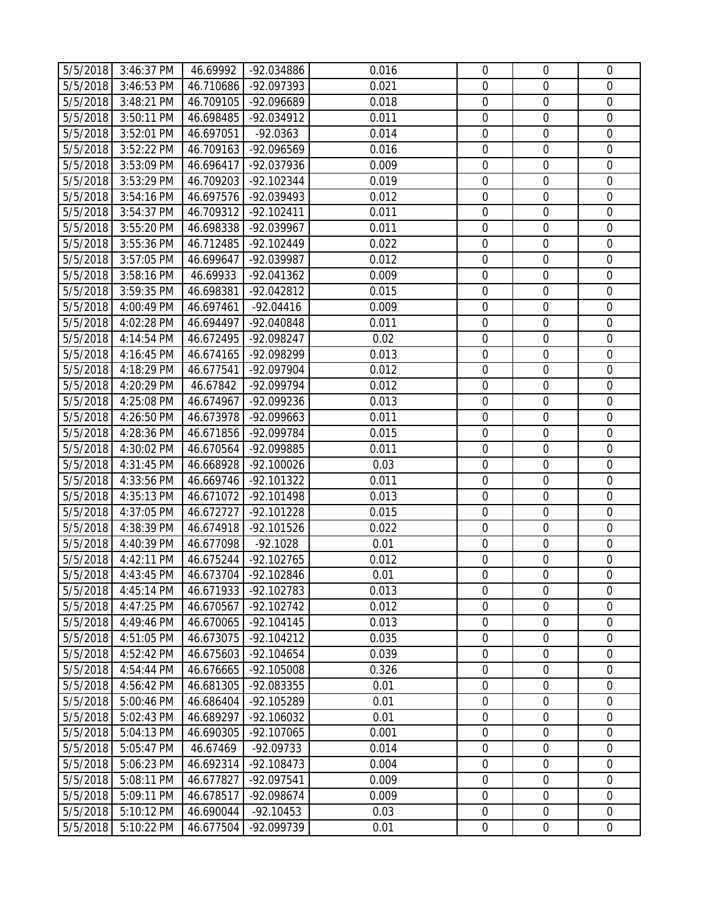| 5/5/2018 | 3:46:37 PM | 46.69992 | -92.034886 | 0.016 | 0 | 0 | 0 |
|---|---|---|---|---|---|---|---|
| 5/5/2018 | 3:46:53 PM | 46.710686 | -92.097393 | 0.021 | 0 | 0 | 0 |
| 5/5/2018 | 3:48:21 PM | 46.709105 | -92.096689 | 0.018 | 0 | 0 | 0 |
| 5/5/2018 | 3:50:11 PM | 46.698485 | -92.034912 | 0.011 | 0 | 0 | 0 |
| 5/5/2018 | 3:52:01 PM | 46.697051 | -92.0363 | 0.014 | 0 | 0 | 0 |
| 5/5/2018 | 3:52:22 PM | 46.709163 | -92.096569 | 0.016 | 0 | 0 | 0 |
| 5/5/2018 | 3:53:09 PM | 46.696417 | -92.037936 | 0.009 | 0 | 0 | 0 |
| 5/5/2018 | 3:53:29 PM | 46.709203 | -92.102344 | 0.019 | 0 | 0 | 0 |
| 5/5/2018 | 3:54:16 PM | 46.697576 | -92.039493 | 0.012 | 0 | 0 | 0 |
| 5/5/2018 | 3:54:37 PM | 46.709312 | -92.102411 | 0.011 | 0 | 0 | 0 |
| 5/5/2018 | 3:55:20 PM | 46.698338 | -92.039967 | 0.011 | 0 | 0 | 0 |
| 5/5/2018 | 3:55:36 PM | 46.712485 | -92.102449 | 0.022 | 0 | 0 | 0 |
| 5/5/2018 | 3:57:05 PM | 46.699647 | -92.039987 | 0.012 | 0 | 0 | 0 |
| 5/5/2018 | 3:58:16 PM | 46.69933 | -92.041362 | 0.009 | 0 | 0 | 0 |
| 5/5/2018 | 3:59:35 PM | 46.698381 | -92.042812 | 0.015 | 0 | 0 | 0 |
| 5/5/2018 | 4:00:49 PM | 46.697461 | -92.04416 | 0.009 | 0 | 0 | 0 |
| 5/5/2018 | 4:02:28 PM | 46.694497 | -92.040848 | 0.011 | 0 | 0 | 0 |
| 5/5/2018 | 4:14:54 PM | 46.672495 | -92.098247 | 0.02 | 0 | 0 | 0 |
| 5/5/2018 | 4:16:45 PM | 46.674165 | -92.098299 | 0.013 | 0 | 0 | 0 |
| 5/5/2018 | 4:18:29 PM | 46.677541 | -92.097904 | 0.012 | 0 | 0 | 0 |
| 5/5/2018 | 4:20:29 PM | 46.67842 | -92.099794 | 0.012 | 0 | 0 | 0 |
| 5/5/2018 | 4:25:08 PM | 46.674967 | -92.099236 | 0.013 | 0 | 0 | 0 |
| 5/5/2018 | 4:26:50 PM | 46.673978 | -92.099663 | 0.011 | 0 | 0 | 0 |
| 5/5/2018 | 4:28:36 PM | 46.671856 | -92.099784 | 0.015 | 0 | 0 | 0 |
| 5/5/2018 | 4:30:02 PM | 46.670564 | -92.099885 | 0.011 | 0 | 0 | 0 |
| 5/5/2018 | 4:31:45 PM | 46.668928 | -92.100026 | 0.03 | 0 | 0 | 0 |
| 5/5/2018 | 4:33:56 PM | 46.669746 | -92.101322 | 0.011 | 0 | 0 | 0 |
| 5/5/2018 | 4:35:13 PM | 46.671072 | -92.101498 | 0.013 | 0 | 0 | 0 |
| 5/5/2018 | 4:37:05 PM | 46.672727 | -92.101228 | 0.015 | 0 | 0 | 0 |
| 5/5/2018 | 4:38:39 PM | 46.674918 | -92.101526 | 0.022 | 0 | 0 | 0 |
| 5/5/2018 | 4:40:39 PM | 46.677098 | -92.1028 | 0.01 | 0 | 0 | 0 |
| 5/5/2018 | 4:42:11 PM | 46.675244 | -92.102765 | 0.012 | 0 | 0 | 0 |
| 5/5/2018 | 4:43:45 PM | 46.673704 | -92.102846 | 0.01 | 0 | 0 | 0 |
| 5/5/2018 | 4:45:14 PM | 46.671933 | -92.102783 | 0.013 | 0 | 0 | 0 |
| 5/5/2018 | 4:47:25 PM | 46.670567 | -92.102742 | 0.012 | 0 | 0 | 0 |
| 5/5/2018 | 4:49:46 PM | 46.670065 | -92.104145 | 0.013 | 0 | 0 | 0 |
| 5/5/2018 | 4:51:05 PM | 46.673075 | -92.104212 | 0.035 | 0 | 0 | 0 |
| 5/5/2018 | 4:52:42 PM | 46.675603 | -92.104654 | 0.039 | 0 | 0 | 0 |
| 5/5/2018 | 4:54:44 PM | 46.676665 | -92.105008 | 0.326 | 0 | 0 | 0 |
| 5/5/2018 | 4:56:42 PM | 46.681305 | -92.083355 | 0.01 | 0 | 0 | 0 |
| 5/5/2018 | 5:00:46 PM | 46.686404 | -92.105289 | 0.01 | 0 | 0 | 0 |
| 5/5/2018 | 5:02:43 PM | 46.689297 | -92.106032 | 0.01 | 0 | 0 | 0 |
| 5/5/2018 | 5:04:13 PM | 46.690305 | -92.107065 | 0.001 | 0 | 0 | 0 |
| 5/5/2018 | 5:05:47 PM | 46.67469 | -92.09733 | 0.014 | 0 | 0 | 0 |
| 5/5/2018 | 5:06:23 PM | 46.692314 | -92.108473 | 0.004 | 0 | 0 | 0 |
| 5/5/2018 | 5:08:11 PM | 46.677827 | -92.097541 | 0.009 | 0 | 0 | 0 |
| 5/5/2018 | 5:09:11 PM | 46.678517 | -92.098674 | 0.009 | 0 | 0 | 0 |
| 5/5/2018 | 5:10:12 PM | 46.690044 | -92.10453 | 0.03 | 0 | 0 | 0 |
| 5/5/2018 | 5:10:22 PM | 46.677504 | -92.099739 | 0.01 | 0 | 0 | 0 |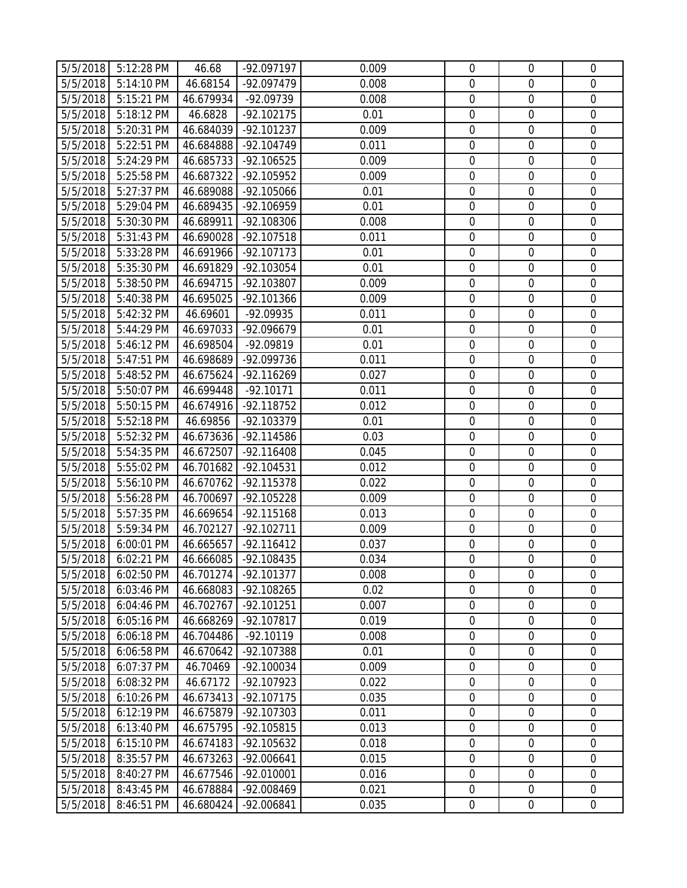| 5/5/2018 | 5:12:28 PM | 46.68 | -92.097197 | 0.009 | 0 | 0 | 0 |
|---|---|---|---|---|---|---|---|
| 5/5/2018 | 5:14:10 PM | 46.68154 | -92.097479 | 0.008 | 0 | 0 | 0 |
| 5/5/2018 | 5:15:21 PM | 46.679934 | -92.09739 | 0.008 | 0 | 0 | 0 |
| 5/5/2018 | 5:18:12 PM | 46.6828 | -92.102175 | 0.01 | 0 | 0 | 0 |
| 5/5/2018 | 5:20:31 PM | 46.684039 | -92.101237 | 0.009 | 0 | 0 | 0 |
| 5/5/2018 | 5:22:51 PM | 46.684888 | -92.104749 | 0.011 | 0 | 0 | 0 |
| 5/5/2018 | 5:24:29 PM | 46.685733 | -92.106525 | 0.009 | 0 | 0 | 0 |
| 5/5/2018 | 5:25:58 PM | 46.687322 | -92.105952 | 0.009 | 0 | 0 | 0 |
| 5/5/2018 | 5:27:37 PM | 46.689088 | -92.105066 | 0.01 | 0 | 0 | 0 |
| 5/5/2018 | 5:29:04 PM | 46.689435 | -92.106959 | 0.01 | 0 | 0 | 0 |
| 5/5/2018 | 5:30:30 PM | 46.689911 | -92.108306 | 0.008 | 0 | 0 | 0 |
| 5/5/2018 | 5:31:43 PM | 46.690028 | -92.107518 | 0.011 | 0 | 0 | 0 |
| 5/5/2018 | 5:33:28 PM | 46.691966 | -92.107173 | 0.01 | 0 | 0 | 0 |
| 5/5/2018 | 5:35:30 PM | 46.691829 | -92.103054 | 0.01 | 0 | 0 | 0 |
| 5/5/2018 | 5:38:50 PM | 46.694715 | -92.103807 | 0.009 | 0 | 0 | 0 |
| 5/5/2018 | 5:40:38 PM | 46.695025 | -92.101366 | 0.009 | 0 | 0 | 0 |
| 5/5/2018 | 5:42:32 PM | 46.69601 | -92.09935 | 0.011 | 0 | 0 | 0 |
| 5/5/2018 | 5:44:29 PM | 46.697033 | -92.096679 | 0.01 | 0 | 0 | 0 |
| 5/5/2018 | 5:46:12 PM | 46.698504 | -92.09819 | 0.01 | 0 | 0 | 0 |
| 5/5/2018 | 5:47:51 PM | 46.698689 | -92.099736 | 0.011 | 0 | 0 | 0 |
| 5/5/2018 | 5:48:52 PM | 46.675624 | -92.116269 | 0.027 | 0 | 0 | 0 |
| 5/5/2018 | 5:50:07 PM | 46.699448 | -92.10171 | 0.011 | 0 | 0 | 0 |
| 5/5/2018 | 5:50:15 PM | 46.674916 | -92.118752 | 0.012 | 0 | 0 | 0 |
| 5/5/2018 | 5:52:18 PM | 46.69856 | -92.103379 | 0.01 | 0 | 0 | 0 |
| 5/5/2018 | 5:52:32 PM | 46.673636 | -92.114586 | 0.03 | 0 | 0 | 0 |
| 5/5/2018 | 5:54:35 PM | 46.672507 | -92.116408 | 0.045 | 0 | 0 | 0 |
| 5/5/2018 | 5:55:02 PM | 46.701682 | -92.104531 | 0.012 | 0 | 0 | 0 |
| 5/5/2018 | 5:56:10 PM | 46.670762 | -92.115378 | 0.022 | 0 | 0 | 0 |
| 5/5/2018 | 5:56:28 PM | 46.700697 | -92.105228 | 0.009 | 0 | 0 | 0 |
| 5/5/2018 | 5:57:35 PM | 46.669654 | -92.115168 | 0.013 | 0 | 0 | 0 |
| 5/5/2018 | 5:59:34 PM | 46.702127 | -92.102711 | 0.009 | 0 | 0 | 0 |
| 5/5/2018 | 6:00:01 PM | 46.665657 | -92.116412 | 0.037 | 0 | 0 | 0 |
| 5/5/2018 | 6:02:21 PM | 46.666085 | -92.108435 | 0.034 | 0 | 0 | 0 |
| 5/5/2018 | 6:02:50 PM | 46.701274 | -92.101377 | 0.008 | 0 | 0 | 0 |
| 5/5/2018 | 6:03:46 PM | 46.668083 | -92.108265 | 0.02 | 0 | 0 | 0 |
| 5/5/2018 | 6:04:46 PM | 46.702767 | -92.101251 | 0.007 | 0 | 0 | 0 |
| 5/5/2018 | 6:05:16 PM | 46.668269 | -92.107817 | 0.019 | 0 | 0 | 0 |
| 5/5/2018 | 6:06:18 PM | 46.704486 | -92.10119 | 0.008 | 0 | 0 | 0 |
| 5/5/2018 | 6:06:58 PM | 46.670642 | -92.107388 | 0.01 | 0 | 0 | 0 |
| 5/5/2018 | 6:07:37 PM | 46.70469 | -92.100034 | 0.009 | 0 | 0 | 0 |
| 5/5/2018 | 6:08:32 PM | 46.67172 | -92.107923 | 0.022 | 0 | 0 | 0 |
| 5/5/2018 | 6:10:26 PM | 46.673413 | -92.107175 | 0.035 | 0 | 0 | 0 |
| 5/5/2018 | 6:12:19 PM | 46.675879 | -92.107303 | 0.011 | 0 | 0 | 0 |
| 5/5/2018 | 6:13:40 PM | 46.675795 | -92.105815 | 0.013 | 0 | 0 | 0 |
| 5/5/2018 | 6:15:10 PM | 46.674183 | -92.105632 | 0.018 | 0 | 0 | 0 |
| 5/5/2018 | 8:35:57 PM | 46.673263 | -92.006641 | 0.015 | 0 | 0 | 0 |
| 5/5/2018 | 8:40:27 PM | 46.677546 | -92.010001 | 0.016 | 0 | 0 | 0 |
| 5/5/2018 | 8:43:45 PM | 46.678884 | -92.008469 | 0.021 | 0 | 0 | 0 |
| 5/5/2018 | 8:46:51 PM | 46.680424 | -92.006841 | 0.035 | 0 | 0 | 0 |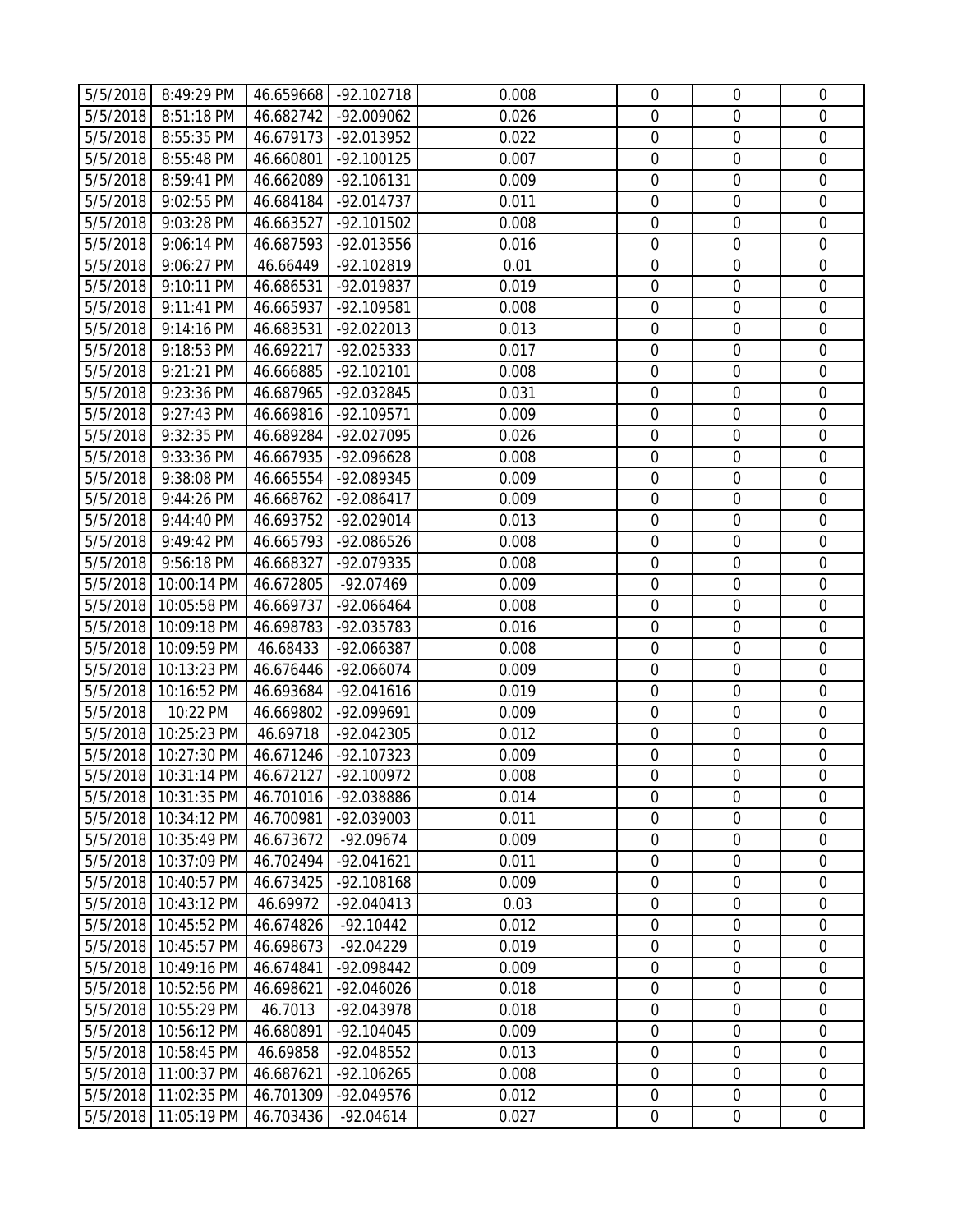| 5/5/2018 | 8:49:29 PM | 46.659668 | -92.102718 | 0.008 | 0 | 0 | 0 |
|---|---|---|---|---|---|---|---|
| 5/5/2018 | 8:51:18 PM | 46.682742 | -92.009062 | 0.026 | 0 | 0 | 0 |
| 5/5/2018 | 8:55:35 PM | 46.679173 | -92.013952 | 0.022 | 0 | 0 | 0 |
| 5/5/2018 | 8:55:48 PM | 46.660801 | -92.100125 | 0.007 | 0 | 0 | 0 |
| 5/5/2018 | 8:59:41 PM | 46.662089 | -92.106131 | 0.009 | 0 | 0 | 0 |
| 5/5/2018 | 9:02:55 PM | 46.684184 | -92.014737 | 0.011 | 0 | 0 | 0 |
| 5/5/2018 | 9:03:28 PM | 46.663527 | -92.101502 | 0.008 | 0 | 0 | 0 |
| 5/5/2018 | 9:06:14 PM | 46.687593 | -92.013556 | 0.016 | 0 | 0 | 0 |
| 5/5/2018 | 9:06:27 PM | 46.66449 | -92.102819 | 0.01 | 0 | 0 | 0 |
| 5/5/2018 | 9:10:11 PM | 46.686531 | -92.019837 | 0.019 | 0 | 0 | 0 |
| 5/5/2018 | 9:11:41 PM | 46.665937 | -92.109581 | 0.008 | 0 | 0 | 0 |
| 5/5/2018 | 9:14:16 PM | 46.683531 | -92.022013 | 0.013 | 0 | 0 | 0 |
| 5/5/2018 | 9:18:53 PM | 46.692217 | -92.025333 | 0.017 | 0 | 0 | 0 |
| 5/5/2018 | 9:21:21 PM | 46.666885 | -92.102101 | 0.008 | 0 | 0 | 0 |
| 5/5/2018 | 9:23:36 PM | 46.687965 | -92.032845 | 0.031 | 0 | 0 | 0 |
| 5/5/2018 | 9:27:43 PM | 46.669816 | -92.109571 | 0.009 | 0 | 0 | 0 |
| 5/5/2018 | 9:32:35 PM | 46.689284 | -92.027095 | 0.026 | 0 | 0 | 0 |
| 5/5/2018 | 9:33:36 PM | 46.667935 | -92.096628 | 0.008 | 0 | 0 | 0 |
| 5/5/2018 | 9:38:08 PM | 46.665554 | -92.089345 | 0.009 | 0 | 0 | 0 |
| 5/5/2018 | 9:44:26 PM | 46.668762 | -92.086417 | 0.009 | 0 | 0 | 0 |
| 5/5/2018 | 9:44:40 PM | 46.693752 | -92.029014 | 0.013 | 0 | 0 | 0 |
| 5/5/2018 | 9:49:42 PM | 46.665793 | -92.086526 | 0.008 | 0 | 0 | 0 |
| 5/5/2018 | 9:56:18 PM | 46.668327 | -92.079335 | 0.008 | 0 | 0 | 0 |
| 5/5/2018 | 10:00:14 PM | 46.672805 | -92.07469 | 0.009 | 0 | 0 | 0 |
| 5/5/2018 | 10:05:58 PM | 46.669737 | -92.066464 | 0.008 | 0 | 0 | 0 |
| 5/5/2018 | 10:09:18 PM | 46.698783 | -92.035783 | 0.016 | 0 | 0 | 0 |
| 5/5/2018 | 10:09:59 PM | 46.68433 | -92.066387 | 0.008 | 0 | 0 | 0 |
| 5/5/2018 | 10:13:23 PM | 46.676446 | -92.066074 | 0.009 | 0 | 0 | 0 |
| 5/5/2018 | 10:16:52 PM | 46.693684 | -92.041616 | 0.019 | 0 | 0 | 0 |
| 5/5/2018 | 10:22 PM | 46.669802 | -92.099691 | 0.009 | 0 | 0 | 0 |
| 5/5/2018 | 10:25:23 PM | 46.69718 | -92.042305 | 0.012 | 0 | 0 | 0 |
| 5/5/2018 | 10:27:30 PM | 46.671246 | -92.107323 | 0.009 | 0 | 0 | 0 |
| 5/5/2018 | 10:31:14 PM | 46.672127 | -92.100972 | 0.008 | 0 | 0 | 0 |
| 5/5/2018 | 10:31:35 PM | 46.701016 | -92.038886 | 0.014 | 0 | 0 | 0 |
| 5/5/2018 | 10:34:12 PM | 46.700981 | -92.039003 | 0.011 | 0 | 0 | 0 |
| 5/5/2018 | 10:35:49 PM | 46.673672 | -92.09674 | 0.009 | 0 | 0 | 0 |
| 5/5/2018 | 10:37:09 PM | 46.702494 | -92.041621 | 0.011 | 0 | 0 | 0 |
| 5/5/2018 | 10:40:57 PM | 46.673425 | -92.108168 | 0.009 | 0 | 0 | 0 |
| 5/5/2018 | 10:43:12 PM | 46.69972 | -92.040413 | 0.03 | 0 | 0 | 0 |
| 5/5/2018 | 10:45:52 PM | 46.674826 | -92.10442 | 0.012 | 0 | 0 | 0 |
| 5/5/2018 | 10:45:57 PM | 46.698673 | -92.04229 | 0.019 | 0 | 0 | 0 |
| 5/5/2018 | 10:49:16 PM | 46.674841 | -92.098442 | 0.009 | 0 | 0 | 0 |
| 5/5/2018 | 10:52:56 PM | 46.698621 | -92.046026 | 0.018 | 0 | 0 | 0 |
| 5/5/2018 | 10:55:29 PM | 46.7013 | -92.043978 | 0.018 | 0 | 0 | 0 |
| 5/5/2018 | 10:56:12 PM | 46.680891 | -92.104045 | 0.009 | 0 | 0 | 0 |
| 5/5/2018 | 10:58:45 PM | 46.69858 | -92.048552 | 0.013 | 0 | 0 | 0 |
| 5/5/2018 | 11:00:37 PM | 46.687621 | -92.106265 | 0.008 | 0 | 0 | 0 |
| 5/5/2018 | 11:02:35 PM | 46.701309 | -92.049576 | 0.012 | 0 | 0 | 0 |
| 5/5/2018 | 11:05:19 PM | 46.703436 | -92.04614 | 0.027 | 0 | 0 | 0 |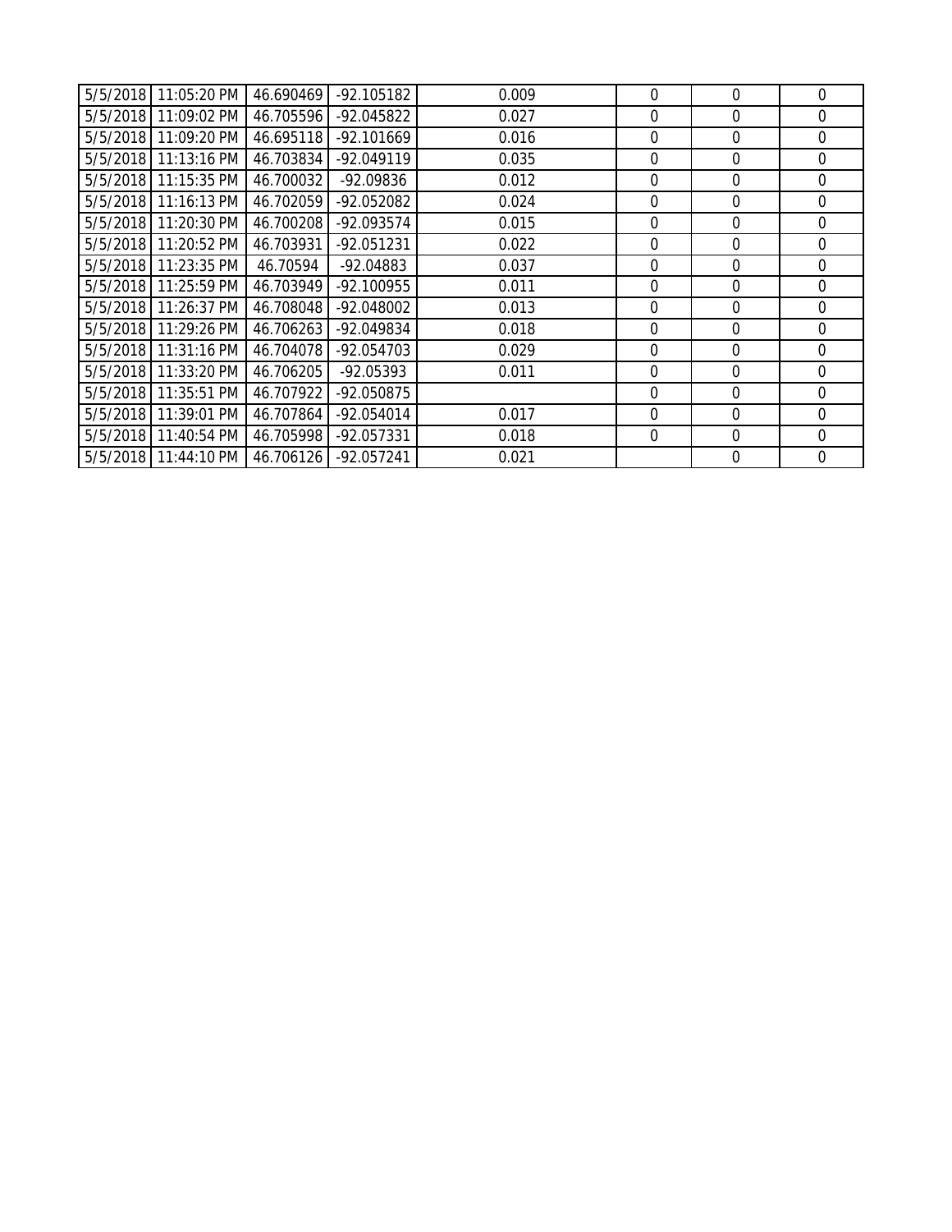| | | | | | | | |
|---|---|---|---|---|---|---|---|
| 5/5/2018 | 11:05:20 PM | 46.690469 | -92.105182 | 0.009 | 0 | 0 | 0 |
| 5/5/2018 | 11:09:02 PM | 46.705596 | -92.045822 | 0.027 | 0 | 0 | 0 |
| 5/5/2018 | 11:09:20 PM | 46.695118 | -92.101669 | 0.016 | 0 | 0 | 0 |
| 5/5/2018 | 11:13:16 PM | 46.703834 | -92.049119 | 0.035 | 0 | 0 | 0 |
| 5/5/2018 | 11:15:35 PM | 46.700032 | -92.09836 | 0.012 | 0 | 0 | 0 |
| 5/5/2018 | 11:16:13 PM | 46.702059 | -92.052082 | 0.024 | 0 | 0 | 0 |
| 5/5/2018 | 11:20:30 PM | 46.700208 | -92.093574 | 0.015 | 0 | 0 | 0 |
| 5/5/2018 | 11:20:52 PM | 46.703931 | -92.051231 | 0.022 | 0 | 0 | 0 |
| 5/5/2018 | 11:23:35 PM | 46.70594 | -92.04883 | 0.037 | 0 | 0 | 0 |
| 5/5/2018 | 11:25:59 PM | 46.703949 | -92.100955 | 0.011 | 0 | 0 | 0 |
| 5/5/2018 | 11:26:37 PM | 46.708048 | -92.048002 | 0.013 | 0 | 0 | 0 |
| 5/5/2018 | 11:29:26 PM | 46.706263 | -92.049834 | 0.018 | 0 | 0 | 0 |
| 5/5/2018 | 11:31:16 PM | 46.704078 | -92.054703 | 0.029 | 0 | 0 | 0 |
| 5/5/2018 | 11:33:20 PM | 46.706205 | -92.05393 | 0.011 | 0 | 0 | 0 |
| 5/5/2018 | 11:35:51 PM | 46.707922 | -92.050875 | | 0 | 0 | 0 |
| 5/5/2018 | 11:39:01 PM | 46.707864 | -92.054014 | 0.017 | 0 | 0 | 0 |
| 5/5/2018 | 11:40:54 PM | 46.705998 | -92.057331 | 0.018 | 0 | 0 | 0 |
| 5/5/2018 | 11:44:10 PM | 46.706126 | -92.057241 | 0.021 | | 0 | 0 |